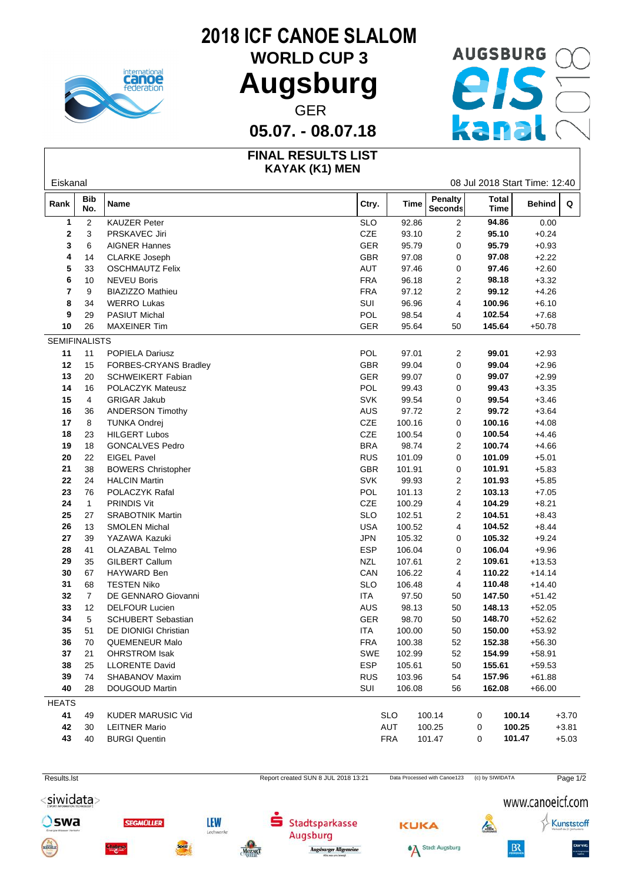# 2018 ICF CANOE SLALOM

## WORLD CUP 3

# Augsburg

GER

**05.07. - 08.07.18**

## FINAL RESULTS LIST
## KAYAK (K1) MEN

Eiskanal — 08 Jul 2018 Start Time: 12:40

| Rank | Bib No. | Name | Ctry. | Time | Penalty Seconds | Total Time | Behind | Q |
|---|---|---|---|---|---|---|---|---|
| 1 | 2 | KAUZER Peter | SLO | 92.86 | 2 | **94.86** | 0.00 | |
| 2 | 3 | PRSKAVEC Jiri | CZE | 93.10 | 2 | **95.10** | +0.24 | |
| 3 | 6 | AIGNER Hannes | GER | 95.79 | 0 | **95.79** | +0.93 | |
| 4 | 14 | CLARKE Joseph | GBR | 97.08 | 0 | **97.08** | +2.22 | |
| 5 | 33 | OSCHMAUTZ Felix | AUT | 97.46 | 0 | **97.46** | +2.60 | |
| 6 | 10 | NEVEU Boris | FRA | 96.18 | 2 | **98.18** | +3.32 | |
| 7 | 9 | BIAZIZZO Mathieu | FRA | 97.12 | 2 | **99.12** | +4.26 | |
| 8 | 34 | WERRO Lukas | SUI | 96.96 | 4 | **100.96** | +6.10 | |
| 9 | 29 | PASIUT Michal | POL | 98.54 | 4 | **102.54** | +7.68 | |
| 10 | 26 | MAXEINER Tim | GER | 95.64 | 50 | **145.64** | +50.78 | |
| SEMIFINALISTS | | | | | | | | |
| 11 | 11 | POPIELA Dariusz | POL | 97.01 | 2 | **99.01** | +2.93 | |
| 12 | 15 | FORBES-CRYANS Bradley | GBR | 99.04 | 0 | **99.04** | +2.96 | |
| 13 | 20 | SCHWEIKERT Fabian | GER | 99.07 | 0 | **99.07** | +2.99 | |
| 14 | 16 | POLACZYK Mateusz | POL | 99.43 | 0 | **99.43** | +3.35 | |
| 15 | 4 | GRIGAR Jakub | SVK | 99.54 | 0 | **99.54** | +3.46 | |
| 16 | 36 | ANDERSON Timothy | AUS | 97.72 | 2 | **99.72** | +3.64 | |
| 17 | 8 | TUNKA Ondrej | CZE | 100.16 | 0 | **100.16** | +4.08 | |
| 18 | 23 | HILGERT Lubos | CZE | 100.54 | 0 | **100.54** | +4.46 | |
| 19 | 18 | GONCALVES Pedro | BRA | 98.74 | 2 | **100.74** | +4.66 | |
| 20 | 22 | EIGEL Pavel | RUS | 101.09 | 0 | **101.09** | +5.01 | |
| 21 | 38 | BOWERS Christopher | GBR | 101.91 | 0 | **101.91** | +5.83 | |
| 22 | 24 | HALCIN Martin | SVK | 99.93 | 2 | **101.93** | +5.85 | |
| 23 | 76 | POLACZYK Rafal | POL | 101.13 | 2 | **103.13** | +7.05 | |
| 24 | 1 | PRINDIS Vit | CZE | 100.29 | 4 | **104.29** | +8.21 | |
| 25 | 27 | SRABOTNIK Martin | SLO | 102.51 | 2 | **104.51** | +8.43 | |
| 26 | 13 | SMOLEN Michal | USA | 100.52 | 4 | **104.52** | +8.44 | |
| 27 | 39 | YAZAWA Kazuki | JPN | 105.32 | 0 | **105.32** | +9.24 | |
| 28 | 41 | OLAZABAL Telmo | ESP | 106.04 | 0 | **106.04** | +9.96 | |
| 29 | 35 | GILBERT Callum | NZL | 107.61 | 2 | **109.61** | +13.53 | |
| 30 | 67 | HAYWARD Ben | CAN | 106.22 | 4 | **110.22** | +14.14 | |
| 31 | 68 | TESTEN Niko | SLO | 106.48 | 4 | **110.48** | +14.40 | |
| 32 | 7 | DE GENNARO Giovanni | ITA | 97.50 | 50 | **147.50** | +51.42 | |
| 33 | 12 | DELFOUR Lucien | AUS | 98.13 | 50 | **148.13** | +52.05 | |
| 34 | 5 | SCHUBERT Sebastian | GER | 98.70 | 50 | **148.70** | +52.62 | |
| 35 | 51 | DE DIONIGI Christian | ITA | 100.00 | 50 | **150.00** | +53.92 | |
| 36 | 70 | QUEMENEUR Malo | FRA | 100.38 | 52 | **152.38** | +56.30 | |
| 37 | 21 | OHRSTROM Isak | SWE | 102.99 | 52 | **154.99** | +58.91 | |
| 38 | 25 | LLORENTE David | ESP | 105.61 | 50 | **155.61** | +59.53 | |
| 39 | 74 | SHABANOV Maxim | RUS | 103.96 | 54 | **157.96** | +61.88 | |
| 40 | 28 | DOUGOUD Martin | SUI | 106.08 | 56 | **162.08** | +66.00 | |
| HEATS | | | | | | | | |
| 41 | 49 | KUDER MARUSIC Vid | SLO | 100.14 | 0 | **100.14** | +3.70 | |
| 42 | 30 | LEITNER Mario | AUT | 100.25 | 0 | **100.25** | +3.81 | |
| 43 | 40 | BURGI Quentin | FRA | 101.47 | 0 | **101.47** | +5.03 | |

Results.lst — Report created SUN 8 JUL 2018 13:21 — Data Processed with Canoe123 — (c) by SIWIDATA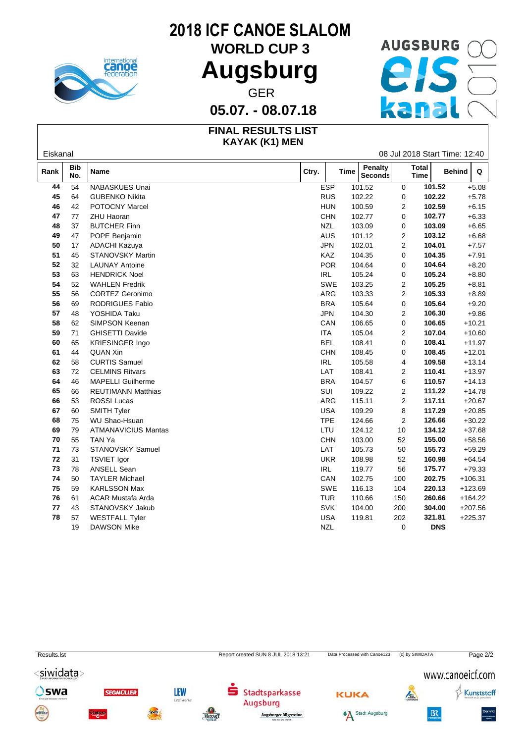# 2018 ICF CANOE SLALOM

## WORLD CUP 3

# Augsburg

GER

**05.07. - 08.07.18**

## FINAL RESULTS LIST
## KAYAK (K1) MEN

Eiskanal — 08 Jul 2018 Start Time: 12:40

| Rank | Bib No. | Name | Ctry. | Time | Penalty Seconds | Total Time | Behind | Q |
|---|---|---|---|---|---|---|---|---|
| 44 | 54 | NABASKUES Unai | ESP | 101.52 | 0 | 101.52 | +5.08 | |
| 45 | 64 | GUBENKO Nikita | RUS | 102.22 | 0 | 102.22 | +5.78 | |
| 46 | 42 | POTOCNY Marcel | HUN | 100.59 | 2 | 102.59 | +6.15 | |
| 47 | 77 | ZHU Haoran | CHN | 102.77 | 0 | 102.77 | +6.33 | |
| 48 | 37 | BUTCHER Finn | NZL | 103.09 | 0 | 103.09 | +6.65 | |
| 49 | 47 | POPE Benjamin | AUS | 101.12 | 2 | 103.12 | +6.68 | |
| 50 | 17 | ADACHI Kazuya | JPN | 102.01 | 2 | 104.01 | +7.57 | |
| 51 | 45 | STANOVSKY Martin | KAZ | 104.35 | 0 | 104.35 | +7.91 | |
| 52 | 32 | LAUNAY Antoine | POR | 104.64 | 0 | 104.64 | +8.20 | |
| 53 | 63 | HENDRICK Noel | IRL | 105.24 | 0 | 105.24 | +8.80 | |
| 54 | 52 | WAHLEN Fredrik | SWE | 103.25 | 2 | 105.25 | +8.81 | |
| 55 | 56 | CORTEZ Geronimo | ARG | 103.33 | 2 | 105.33 | +8.89 | |
| 56 | 69 | RODRIGUES Fabio | BRA | 105.64 | 0 | 105.64 | +9.20 | |
| 57 | 48 | YOSHIDA Taku | JPN | 104.30 | 2 | 106.30 | +9.86 | |
| 58 | 62 | SIMPSON Keenan | CAN | 106.65 | 0 | 106.65 | +10.21 | |
| 59 | 71 | GHISETTI Davide | ITA | 105.04 | 2 | 107.04 | +10.60 | |
| 60 | 65 | KRIESINGER Ingo | BEL | 108.41 | 0 | 108.41 | +11.97 | |
| 61 | 44 | QUAN Xin | CHN | 108.45 | 0 | 108.45 | +12.01 | |
| 62 | 58 | CURTIS Samuel | IRL | 105.58 | 4 | 109.58 | +13.14 | |
| 63 | 72 | CELMINS Ritvars | LAT | 108.41 | 2 | 110.41 | +13.97 | |
| 64 | 46 | MAPELLI Guilherme | BRA | 104.57 | 6 | 110.57 | +14.13 | |
| 65 | 66 | REUTIMANN Matthias | SUI | 109.22 | 2 | 111.22 | +14.78 | |
| 66 | 53 | ROSSI Lucas | ARG | 115.11 | 2 | 117.11 | +20.67 | |
| 67 | 60 | SMITH Tyler | USA | 109.29 | 8 | 117.29 | +20.85 | |
| 68 | 75 | WU Shao-Hsuan | TPE | 124.66 | 2 | 126.66 | +30.22 | |
| 69 | 79 | ATMANAVICIUS Mantas | LTU | 124.12 | 10 | 134.12 | +37.68 | |
| 70 | 55 | TAN Ya | CHN | 103.00 | 52 | 155.00 | +58.56 | |
| 71 | 73 | STANOVSKY Samuel | LAT | 105.73 | 50 | 155.73 | +59.29 | |
| 72 | 31 | TSVIET Igor | UKR | 108.98 | 52 | 160.98 | +64.54 | |
| 73 | 78 | ANSELL Sean | IRL | 119.77 | 56 | 175.77 | +79.33 | |
| 74 | 50 | TAYLER Michael | CAN | 102.75 | 100 | 202.75 | +106.31 | |
| 75 | 59 | KARLSSON Max | SWE | 116.13 | 104 | 220.13 | +123.69 | |
| 76 | 61 | ACAR Mustafa Arda | TUR | 110.66 | 150 | 260.66 | +164.22 | |
| 77 | 43 | STANOVSKY Jakub | SVK | 104.00 | 200 | 304.00 | +207.56 | |
| 78 | 57 | WESTFALL Tyler | USA | 119.81 | 202 | 321.81 | +225.37 | |
| | 19 | DAWSON Mike | NZL | | 0 | DNS | | |

Results.lst — Report created SUN 8 JUL 2018 13:21 — Data Processed with Canoe123 — (c) by SIWIDATA

www.canoeicf.com